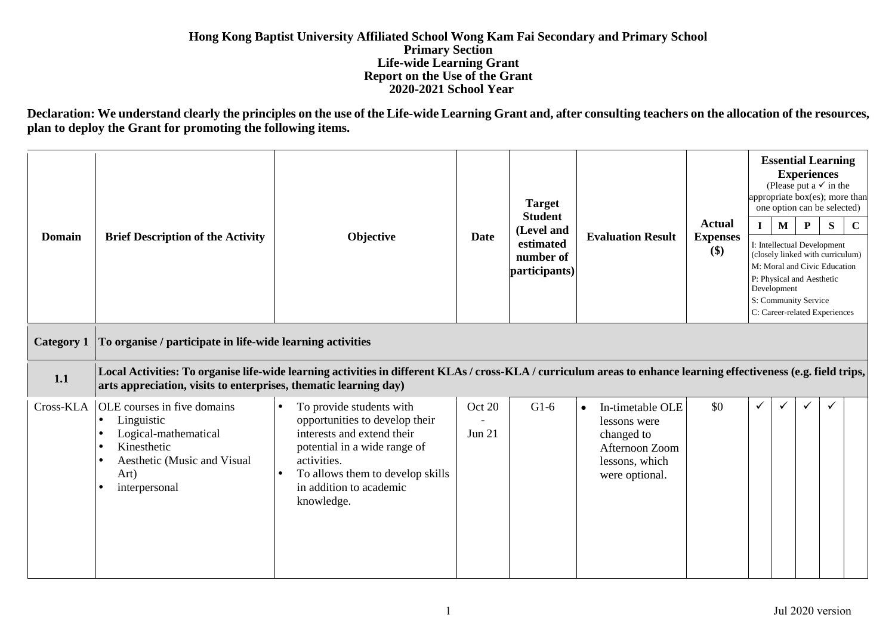**Hong Kong Baptist University Affiliated School Wong Kam Fai Secondary and Primary School**
**Primary Section**
**Life-wide Learning Grant**
**Report on the Use of the Grant**
**2020-2021 School Year**

**Declaration: We understand clearly the principles on the use of the Life-wide Learning Grant and, after consulting teachers on the allocation of the resources, plan to deploy the Grant for promoting the following items.**

| Domain | Brief Description of the Activity | Objective | Date | Target Student (Level and estimated number of participants) | Evaluation Result | Actual Expenses ($) | Essential Learning Experiences (Please put a ✓ in the appropriate box(es); more than one option can be selected) | | | | |
|---|---|---|---|---|---|---|---|---|---|---|---|
| | | | | | | | I | M | P | S | C |
| | | | | | | | I: Intellectual Development (closely linked with curriculum)<br>M: Moral and Civic Education<br>P: Physical and Aesthetic Development<br>S: Community Service<br>C: Career-related Experiences | | | | |
| **Category 1** | **To organise / participate in life-wide learning activities** | | | | | | | | | | |
| **1.1** | **Local Activities: To organise life-wide learning activities in different KLAs / cross-KLA / curriculum areas to enhance learning effectiveness (e.g. field trips, arts appreciation, visits to enterprises, thematic learning day)** | | | | | | | | | | |
| Cross-KLA | OLE courses in five domains<br>• Linguistic<br>• Logical-mathematical<br>• Kinesthetic<br>• Aesthetic (Music and Visual Art)<br>• interpersonal | • To provide students with opportunities to develop their interests and extend their potential in a wide range of activities.<br>• To allows them to develop skills in addition to academic knowledge. | Oct 20 - Jun 21 | G1-6 | • In-timetable OLE lessons were changed to Afternoon Zoom lessons, which were optional. | $0 | ✓ | ✓ | ✓ | ✓ | |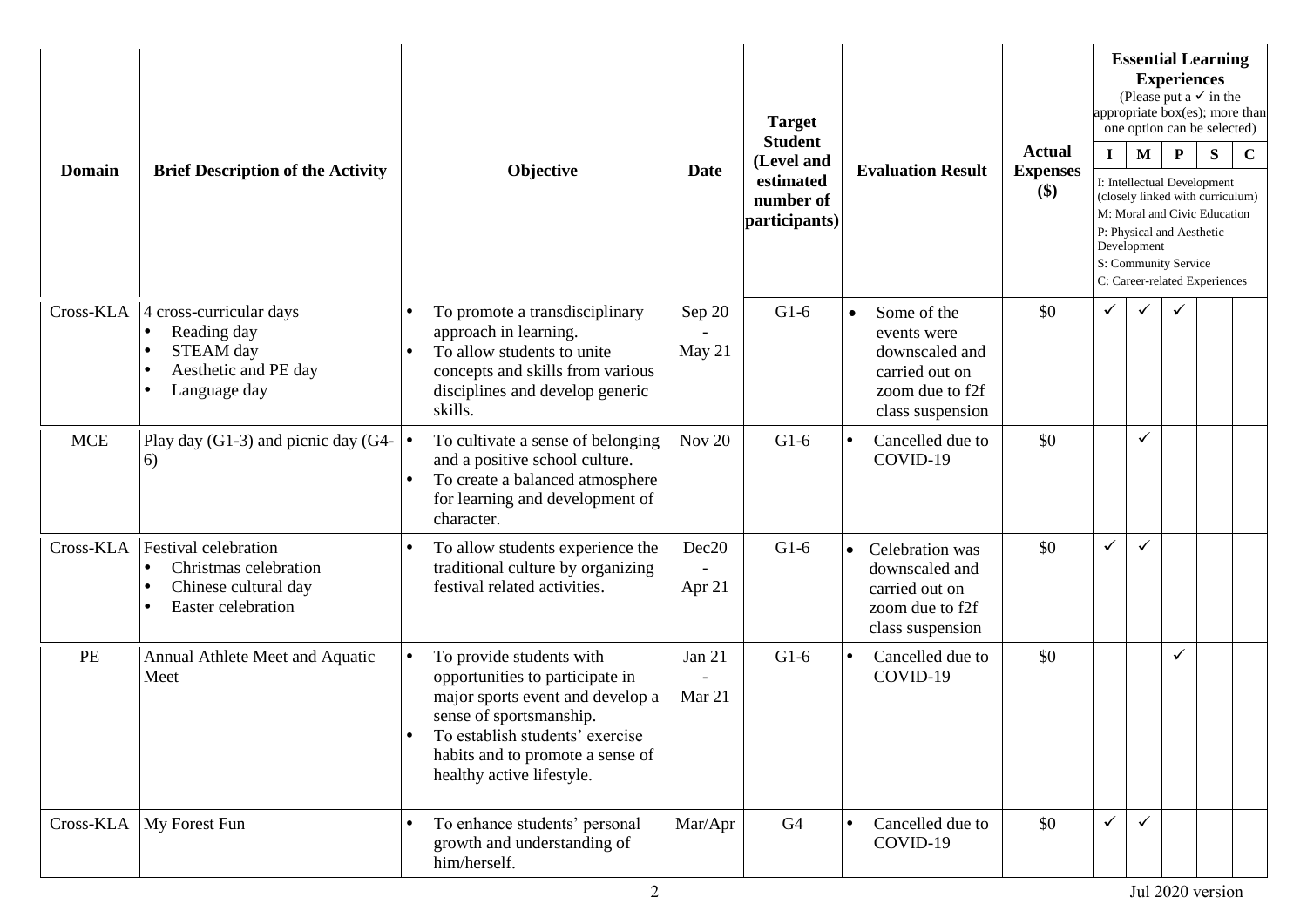| Domain | Brief Description of the Activity | Objective | Date | Target Student (Level and estimated number of participants) | Evaluation Result | Actual Expenses ($) | Essential Learning Experiences (Please put a ✓ in the appropriate box(es); more than one option can be selected) | | | | |
|---|---|---|---|---|---|---|---|---|---|---|---|
| | | | | | | | I | M | P | S | C |
| | | | | | | | I: Intellectual Development (closely linked with curriculum)<br>M: Moral and Civic Education<br>P: Physical and Aesthetic Development<br>S: Community Service<br>C: Career-related Experiences | | | | |
| Cross-KLA | 4 cross-curricular days<br>• Reading day<br>• STEAM day<br>• Aesthetic and PE day<br>• Language day | • To promote a transdisciplinary approach in learning.<br>• To allow students to unite concepts and skills from various disciplines and develop generic skills. | Sep 20 - May 21 | G1-6 | • Some of the events were downscaled and carried out on zoom due to f2f class suspension | $0 | ✓ | ✓ | ✓ | | |
| MCE | Play day (G1-3) and picnic day (G4-6) | • To cultivate a sense of belonging and a positive school culture.<br>• To create a balanced atmosphere for learning and development of character. | Nov 20 | G1-6 | • Cancelled due to COVID-19 | $0 | | ✓ | | | |
| Cross-KLA | Festival celebration<br>• Christmas celebration<br>• Chinese cultural day<br>• Easter celebration | • To allow students experience the traditional culture by organizing festival related activities. | Dec20 - Apr 21 | G1-6 | • Celebration was downscaled and carried out on zoom due to f2f class suspension | $0 | ✓ | ✓ | | | |
| PE | Annual Athlete Meet and Aquatic Meet | • To provide students with opportunities to participate in major sports event and develop a sense of sportsmanship.<br>• To establish students' exercise habits and to promote a sense of healthy active lifestyle. | Jan 21 - Mar 21 | G1-6 | • Cancelled due to COVID-19 | $0 | | | ✓ | | |
| Cross-KLA | My Forest Fun | • To enhance students' personal growth and understanding of him/herself. | Mar/Apr | G4 | • Cancelled due to COVID-19 | $0 | ✓ | ✓ | | | |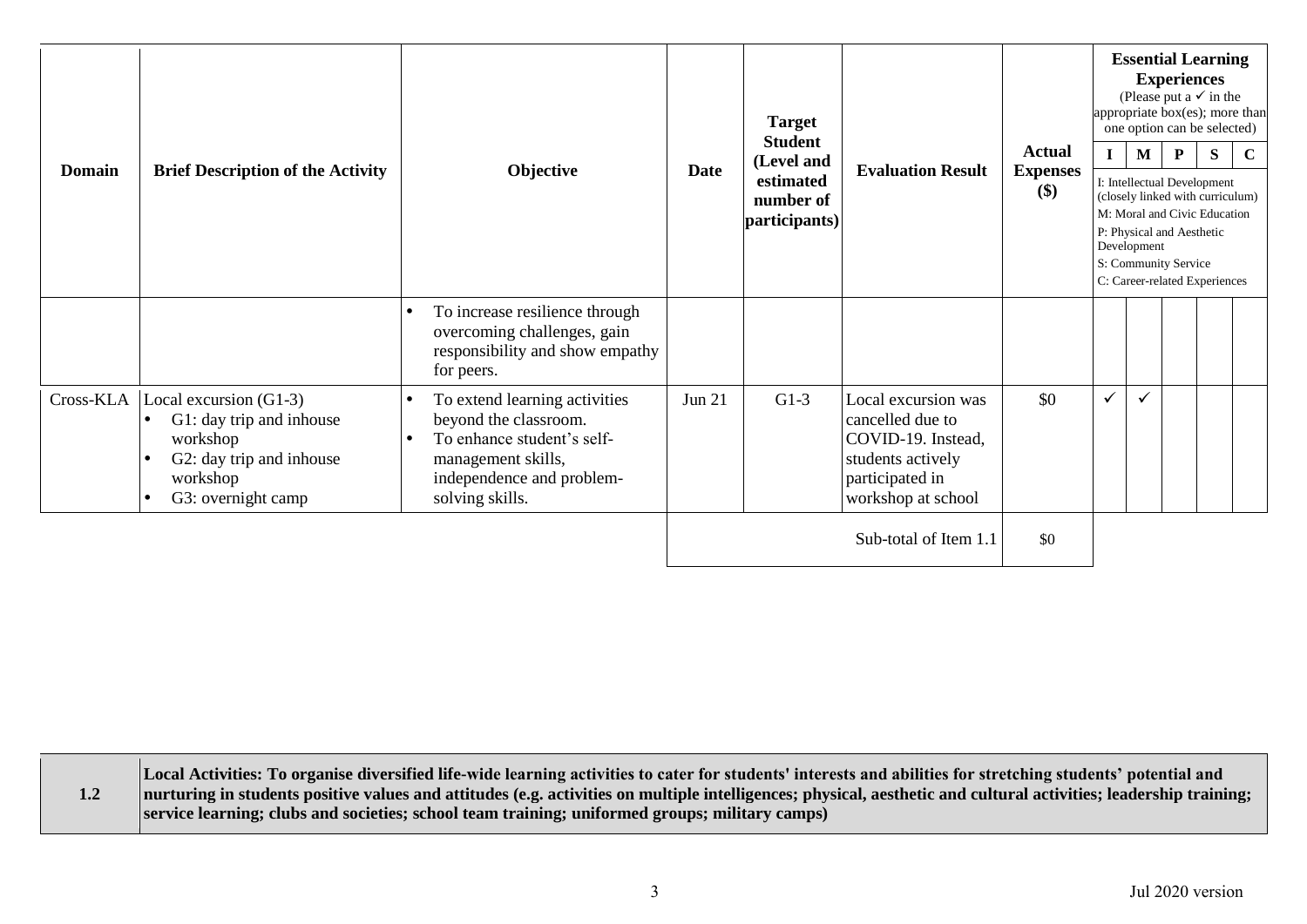| Domain | Brief Description of the Activity | Objective | Date | Target Student (Level and estimated number of participants) | Evaluation Result | Actual Expenses ($) | Essential Learning Experiences (Please put a ✓ in the appropriate box(es); more than one option can be selected) | | | | |
|---|---|---|---|---|---|---|---|---|---|---|---|
| | | | | | | | I | M | P | S | C |
| | | | | | | | I: Intellectual Development (closely linked with curriculum) M: Moral and Civic Education P: Physical and Aesthetic Development S: Community Service C: Career-related Experiences | | | | |
| | | • To increase resilience through overcoming challenges, gain responsibility and show empathy for peers. | | | | | | | | | |
| Cross-KLA | Local excursion (G1-3) • G1: day trip and inhouse workshop • G2: day trip and inhouse workshop • G3: overnight camp | • To extend learning activities beyond the classroom. • To enhance student's self-management skills, independence and problem-solving skills. | Jun 21 | G1-3 | Local excursion was cancelled due to COVID-19. Instead, students actively participated in workshop at school | $0 | ✓ | ✓ | | | |
| | | | | | Sub-total of Item 1.1 | $0 | | | | | |

| 1.2 | **Local Activities: To organise diversified life-wide learning activities to cater for students' interests and abilities for stretching students' potential and nurturing in students positive values and attitudes (e.g. activities on multiple intelligences; physical, aesthetic and cultural activities; leadership training; service learning; clubs and societies; school team training; uniformed groups; military camps)** |
|---|---|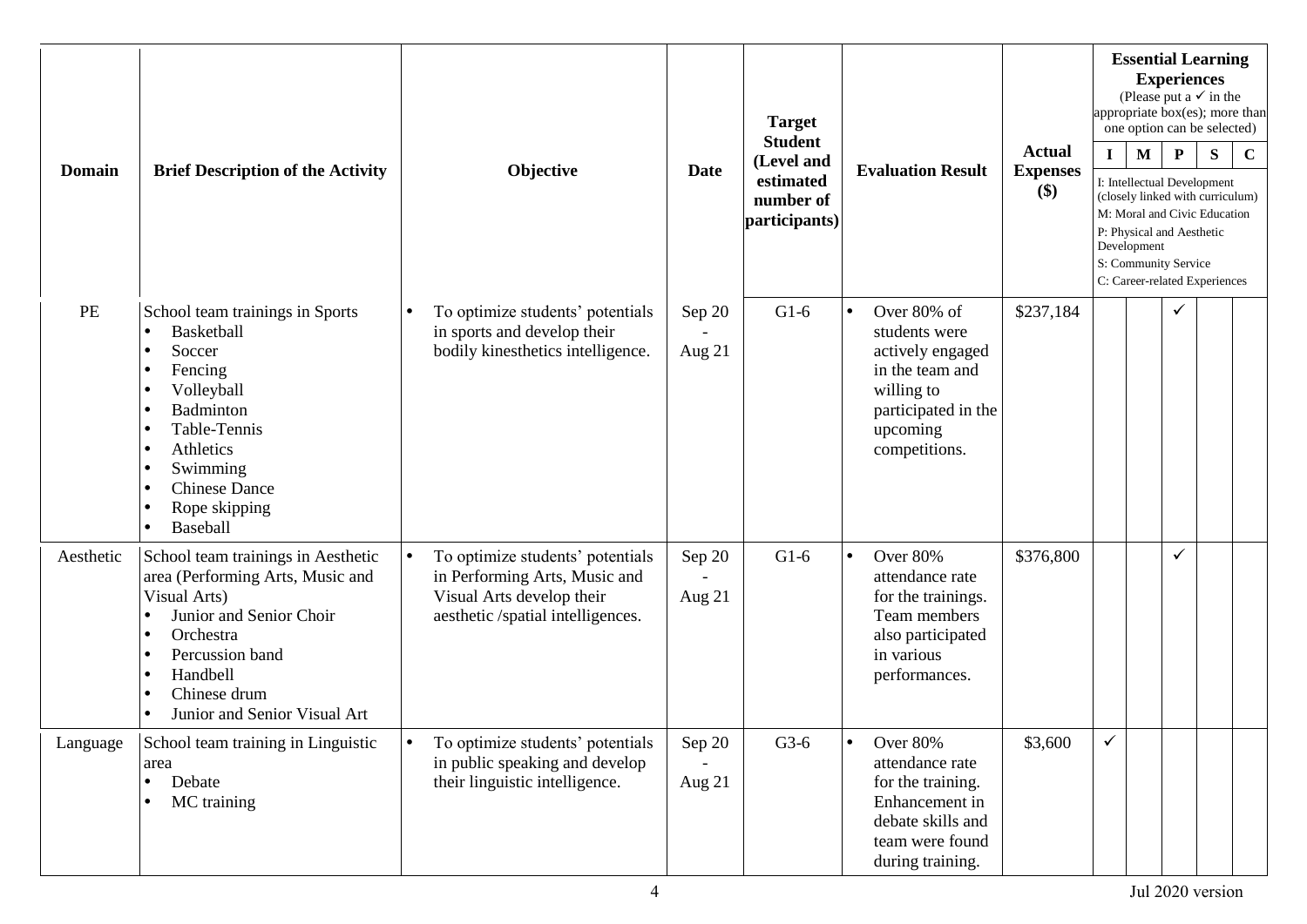| Domain | Brief Description of the Activity | Objective | Date | Target Student (Level and estimated number of participants) | Evaluation Result | Actual Expenses ($) | Essential Learning Experiences (Please put a ✓ in the appropriate box(es); more than one option can be selected) I: Intellectual Development (closely linked with curriculum) M: Moral and Civic Education P: Physical and Aesthetic Development S: Community Service C: Career-related Experiences | | | | |
|---|---|---|---|---|---|---|---|---|---|---|---|
| | | | | | | | I | M | P | S | C |
| PE | School team trainings in Sports<br>• Basketball<br>• Soccer<br>• Fencing<br>• Volleyball<br>• Badminton<br>• Table-Tennis<br>• Athletics<br>• Swimming<br>• Chinese Dance<br>• Rope skipping<br>• Baseball | • To optimize students' potentials in sports and develop their bodily kinesthetics intelligence. | Sep 20 - Aug 21 | G1-6 | • Over 80% of students were actively engaged in the team and willing to participated in the upcoming competitions. | $237,184 | | | ✓ | | |
| Aesthetic | School team trainings in Aesthetic area (Performing Arts, Music and Visual Arts)<br>• Junior and Senior Choir<br>• Orchestra<br>• Percussion band<br>• Handbell<br>• Chinese drum<br>• Junior and Senior Visual Art | • To optimize students' potentials in Performing Arts, Music and Visual Arts develop their aesthetic /spatial intelligences. | Sep 20 - Aug 21 | G1-6 | • Over 80% attendance rate for the trainings. Team members also participated in various performances. | $376,800 | | | ✓ | | |
| Language | School team training in Linguistic area<br>• Debate<br>• MC training | • To optimize students' potentials in public speaking and develop their linguistic intelligence. | Sep 20 - Aug 21 | G3-6 | • Over 80% attendance rate for the training. Enhancement in debate skills and team were found during training. | $3,600 | ✓ | | | | |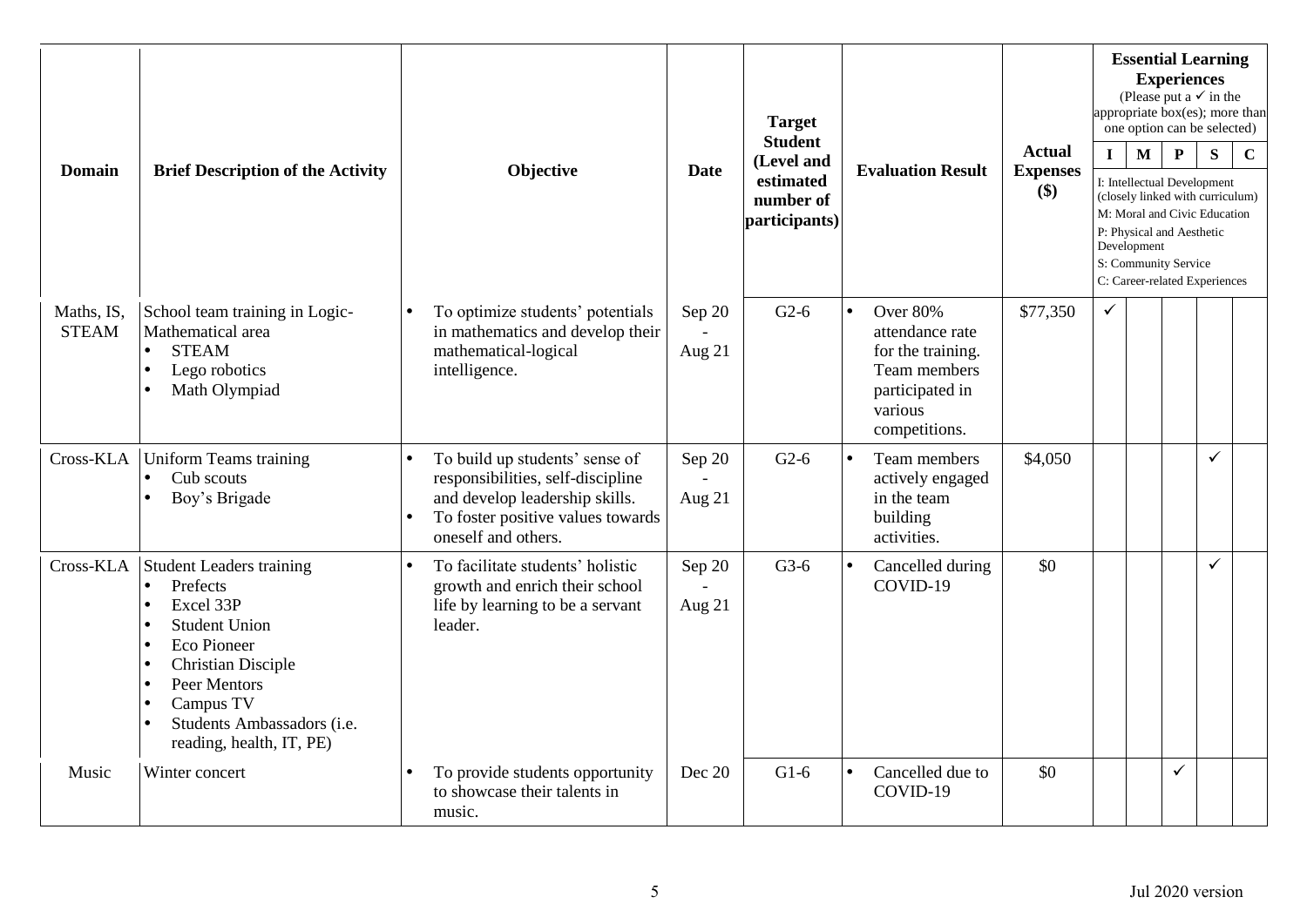| Domain | Brief Description of the Activity | Objective | Date | Target Student (Level and estimated number of participants) | Evaluation Result | Actual Expenses ($) | Essential Learning Experiences (Please put a ✓ in the appropriate box(es); more than one option can be selected) | | | | |
|---|---|---|---|---|---|---|---|---|---|---|---|
| | | | | | | | I | M | P | S | C |
| | | | | | | | I: Intellectual Development (closely linked with curriculum)<br>M: Moral and Civic Education<br>P: Physical and Aesthetic Development<br>S: Community Service<br>C: Career-related Experiences | | | | |
| Maths, IS, STEAM | School team training in Logic-Mathematical area<br>• STEAM<br>• Lego robotics<br>• Math Olympiad | • To optimize students' potentials in mathematics and develop their mathematical-logical intelligence. | Sep 20 - Aug 21 | G2-6 | • Over 80% attendance rate for the training. Team members participated in various competitions. | $77,350 | ✓ | | | | |
| Cross-KLA | Uniform Teams training<br>• Cub scouts<br>• Boy's Brigade | • To build up students' sense of responsibilities, self-discipline and develop leadership skills.<br>• To foster positive values towards oneself and others. | Sep 20 - Aug 21 | G2-6 | • Team members actively engaged in the team building activities. | $4,050 | | | | ✓ | |
| Cross-KLA | Student Leaders training<br>• Prefects<br>• Excel 33P<br>• Student Union<br>• Eco Pioneer<br>• Christian Disciple<br>• Peer Mentors<br>• Campus TV<br>• Students Ambassadors (i.e. reading, health, IT, PE) | • To facilitate students' holistic growth and enrich their school life by learning to be a servant leader. | Sep 20 - Aug 21 | G3-6 | • Cancelled during COVID-19 | $0 | | | | ✓ | |
| Music | Winter concert | • To provide students opportunity to showcase their talents in music. | Dec 20 | G1-6 | • Cancelled due to COVID-19 | $0 | | | ✓ | | |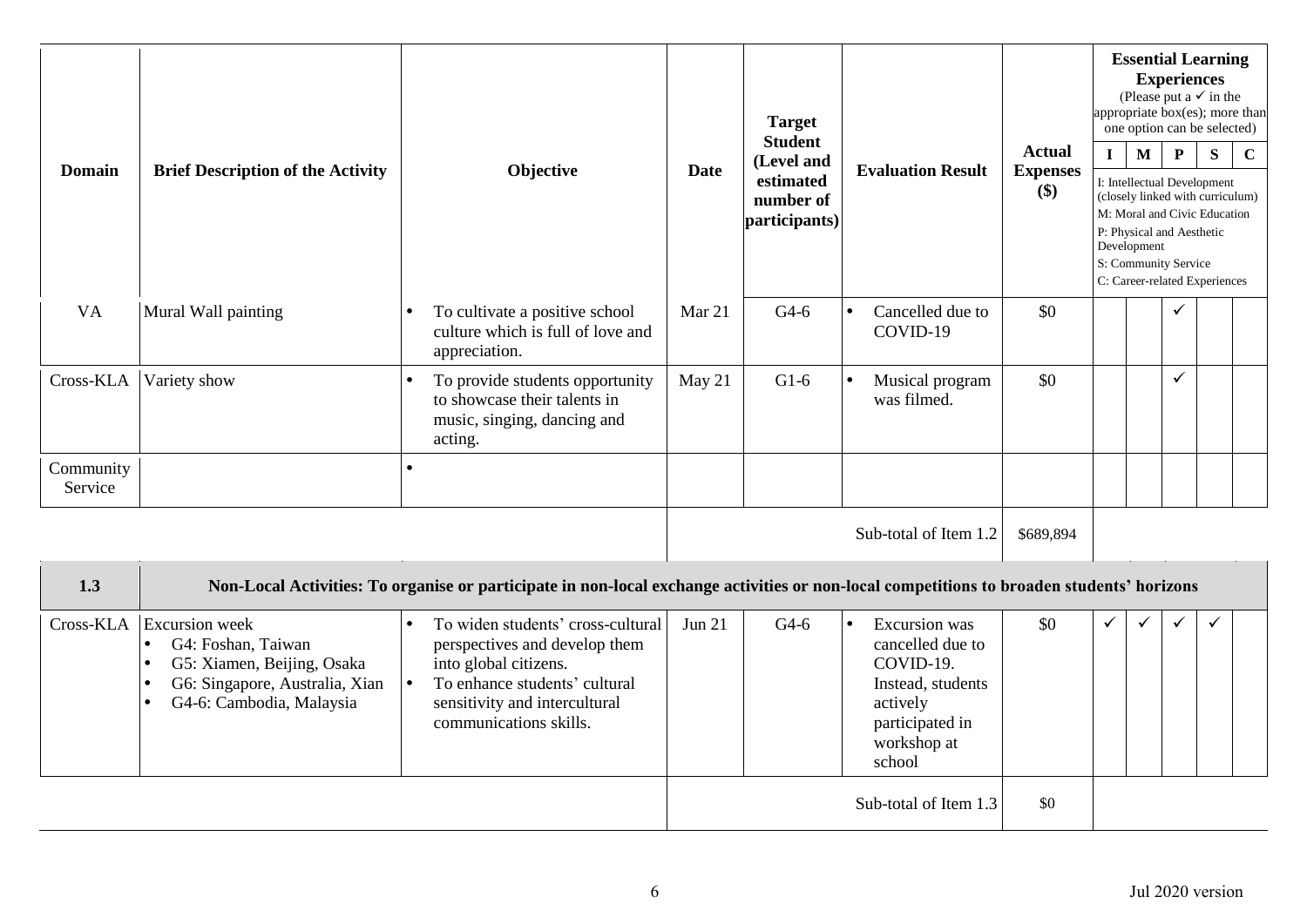| Domain | Brief Description of the Activity | Objective | Date | Target Student (Level and estimated number of participants) | Evaluation Result | Actual Expenses ($) | Essential Learning Experiences (Please put a ✓ in the appropriate box(es); more than one option can be selected) | | | | |
|---|---|---|---|---|---|---|---|---|---|---|---|
| | | | | | | | I | M | P | S | C |
| | | | | | | | I: Intellectual Development (closely linked with curriculum)<br>M: Moral and Civic Education<br>P: Physical and Aesthetic Development<br>S: Community Service<br>C: Career-related Experiences | | | | |
| VA | Mural Wall painting | • To cultivate a positive school culture which is full of love and appreciation. | Mar 21 | G4-6 | • Cancelled due to COVID-19 | $0 | | | ✓ | | |
| Cross-KLA | Variety show | • To provide students opportunity to showcase their talents in music, singing, dancing and acting. | May 21 | G1-6 | • Musical program was filmed. | $0 | | | ✓ | | |
| Community Service | | • | | | | | | | | | |
| | | | | | Sub-total of Item 1.2 | $689,894 | | | | | |
| **1.3** | **Non-Local Activities: To organise or participate in non-local exchange activities or non-local competitions to broaden students' horizons** | | | | | | | | | | |
| Cross-KLA | Excursion week<br>• G4: Foshan, Taiwan<br>• G5: Xiamen, Beijing, Osaka<br>• G6: Singapore, Australia, Xian<br>• G4-6: Cambodia, Malaysia | • To widen students' cross-cultural perspectives and develop them into global citizens.<br>• To enhance students' cultural sensitivity and intercultural communications skills. | Jun 21 | G4-6 | • Excursion was cancelled due to COVID-19. Instead, students actively participated in workshop at school | $0 | ✓ | ✓ | ✓ | ✓ | |
| | | | | | Sub-total of Item 1.3 | $0 | | | | | |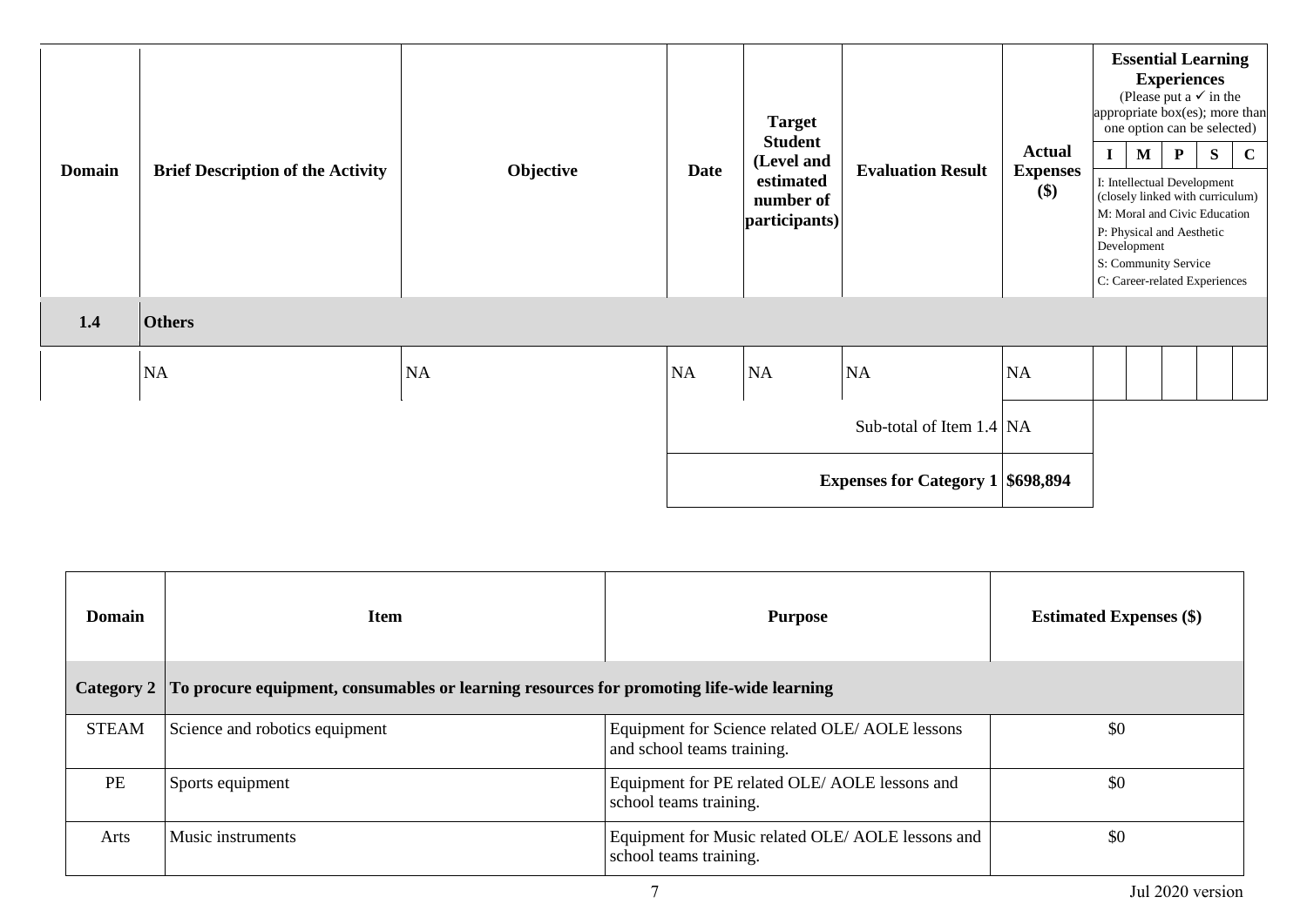| Domain | Brief Description of the Activity | Objective | Date | Target Student (Level and estimated number of participants) | Evaluation Result | Actual Expenses ($) | Essential Learning Experiences (Please put a ✓ in the appropriate box(es); more than one option can be selected) | | | | |
|---|---|---|---|---|---|---|---|---|---|---|---|
| | | | | | | | I | M | P | S | C |
| | | | | | | | I: Intellectual Development (closely linked with curriculum) M: Moral and Civic Education P: Physical and Aesthetic Development S: Community Service C: Career-related Experiences | | | | |
| **1.4** | **Others** | | | | | | | | | | |
| | NA | NA | NA | NA | NA | NA | | | | | |
| | | | | | Sub-total of Item 1.4 | NA | | | | | |
| | | | | | **Expenses for Category 1** | **$698,894** | | | | | |

| Domain | Item | Purpose | Estimated Expenses ($) |
|---|---|---|---|
| **Category 2** | **To procure equipment, consumables or learning resources for promoting life-wide learning** | | |
| STEAM | Science and robotics equipment | Equipment for Science related OLE/ AOLE lessons and school teams training. | $0 |
| PE | Sports equipment | Equipment for PE related OLE/ AOLE lessons and school teams training. | $0 |
| Arts | Music instruments | Equipment for Music related OLE/ AOLE lessons and school teams training. | $0 |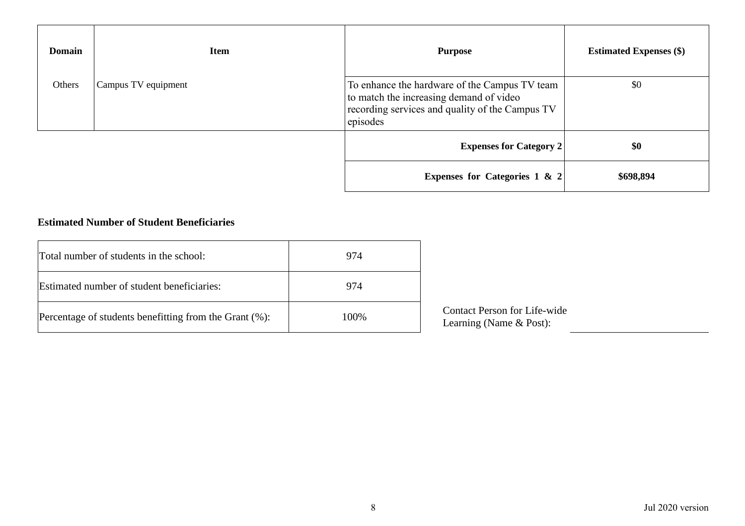| Domain | Item | Purpose | Estimated Expenses ($) |
|---|---|---|---|
| Others | Campus TV equipment | To enhance the hardware of the Campus TV team to match the increasing demand of video recording services and quality of the Campus TV episodes | $0 |
| | | **Expenses for Category 2** | **$0** |
| | | **Expenses for Categories 1 & 2** | **$698,894** |

**Estimated Number of Student Beneficiaries**

| | |
|---|---|
| Total number of students in the school: | 974 |
| Estimated number of student beneficiaries: | 974 |
| Percentage of students benefitting from the Grant (%): | 100% |

Contact Person for Life-wide Learning (Name & Post): ____________________